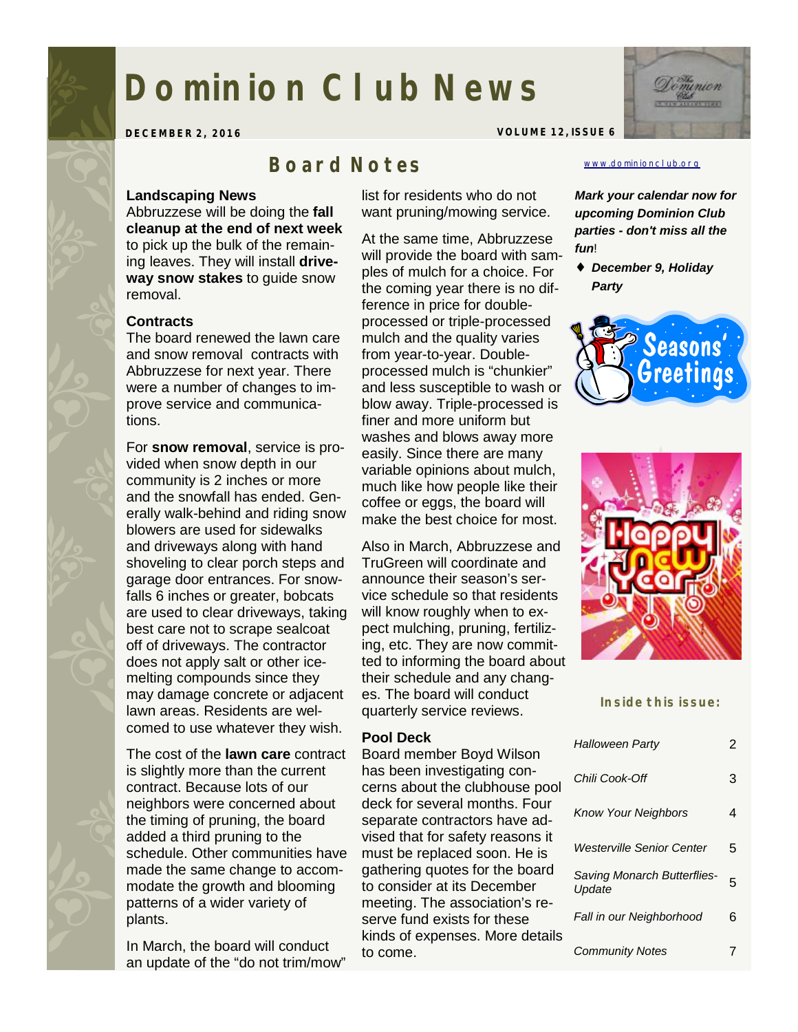# Dominion Club News

**DECEMBER 2, 2016** **VOLUME 12, ISSUE 6**

## Board Notes

### Landscaping News

Abbruzzese will be doing the **fall cleanup at the end of next week** to pick up the bulk of the remaining leaves. They will install **driveway snow stakes** to guide snow removal.

### Contracts

The board renewed the lawn care and snow removal contracts with Abbruzzese for next year. There were a number of changes to improve service and communications.

For **snow removal**, service is provided when snow depth in our community is 2 inches or more and the snowfall has ended. Generally walk-behind and riding snow blowers are used for sidewalks and driveways along with hand shoveling to clear porch steps and garage door entrances. For snowfalls 6 inches or greater, bobcats are used to clear driveways, taking best care not to scrape sealcoat off of driveways. The contractor does not apply salt or other ice-melting compounds since they may damage concrete or adjacent lawn areas. Residents are welcomed to use whatever they wish.

The cost of the **lawn care** contract is slightly more than the current contract. Because lots of our neighbors were concerned about the timing of pruning, the board added a third pruning to the schedule. Other communities have made the same change to accommodate the growth and blooming patterns of a wider variety of plants.

In March, the board will conduct an update of the "do not trim/mow" list for residents who do not want pruning/mowing service.

At the same time, Abbruzzese will provide the board with samples of mulch for a choice. For the coming year there is no difference in price for double-processed or triple-processed mulch and the quality varies from year-to-year. Double-processed mulch is "chunkier" and less susceptible to wash or blow away. Triple-processed is finer and more uniform but washes and blows away more easily. Since there are many variable opinions about mulch, much like how people like their coffee or eggs, the board will make the best choice for most.

Also in March, Abbruzzese and TruGreen will coordinate and announce their season's service schedule so that residents will know roughly when to expect mulching, pruning, fertilizing, etc. They are now committed to informing the board about their schedule and any changes. The board will conduct quarterly service reviews.

### Pool Deck

Board member Boyd Wilson has been investigating concerns about the clubhouse pool deck for several months. Four separate contractors have advised that for safety reasons it must be replaced soon. He is gathering quotes for the board to consider at its December meeting. The association's reserve fund exists for these kinds of expenses. More details to come.

---

www.dominionclub.org

***Mark your calendar now for upcoming Dominion Club parties - don't miss all the fun!***

- ***December 9, Holiday Party***

**Inside this issue:**

| | |
|---|---|
| *Halloween Party* | 2 |
| *Chili Cook-Off* | 3 |
| *Know Your Neighbors* | 4 |
| *Westerville Senior Center* | 5 |
| *Saving Monarch Butterflies-Update* | 5 |
| *Fall in our Neighborhood* | 6 |
| *Community Notes* | 7 |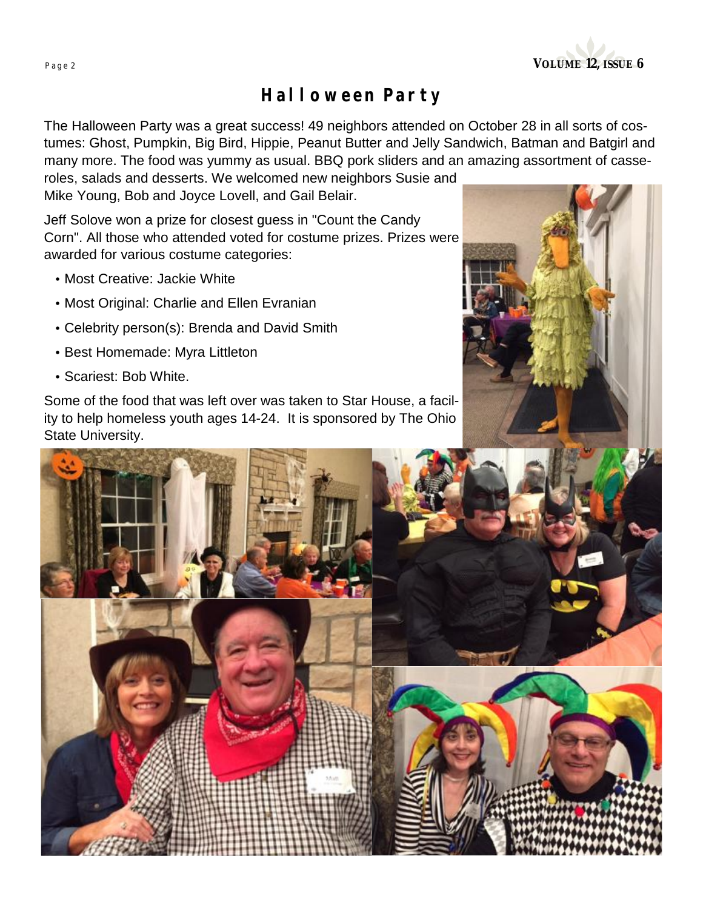# Halloween Party

The Halloween Party was a great success! 49 neighbors attended on October 28 in all sorts of costumes: Ghost, Pumpkin, Big Bird, Hippie, Peanut Butter and Jelly Sandwich, Batman and Batgirl and many more. The food was yummy as usual. BBQ pork sliders and an amazing assortment of casseroles, salads and desserts. We welcomed new neighbors Susie and Mike Young, Bob and Joyce Lovell, and Gail Belair.

Jeff Solove won a prize for closest guess in "Count the Candy Corn". All those who attended voted for costume prizes. Prizes were awarded for various costume categories:

- Most Creative: Jackie White
- Most Original: Charlie and Ellen Evranian
- Celebrity person(s): Brenda and David Smith
- Best Homemade: Myra Littleton
- Scariest: Bob White.

Some of the food that was left over was taken to Star House, a facility to help homeless youth ages 14-24. It is sponsored by The Ohio State University.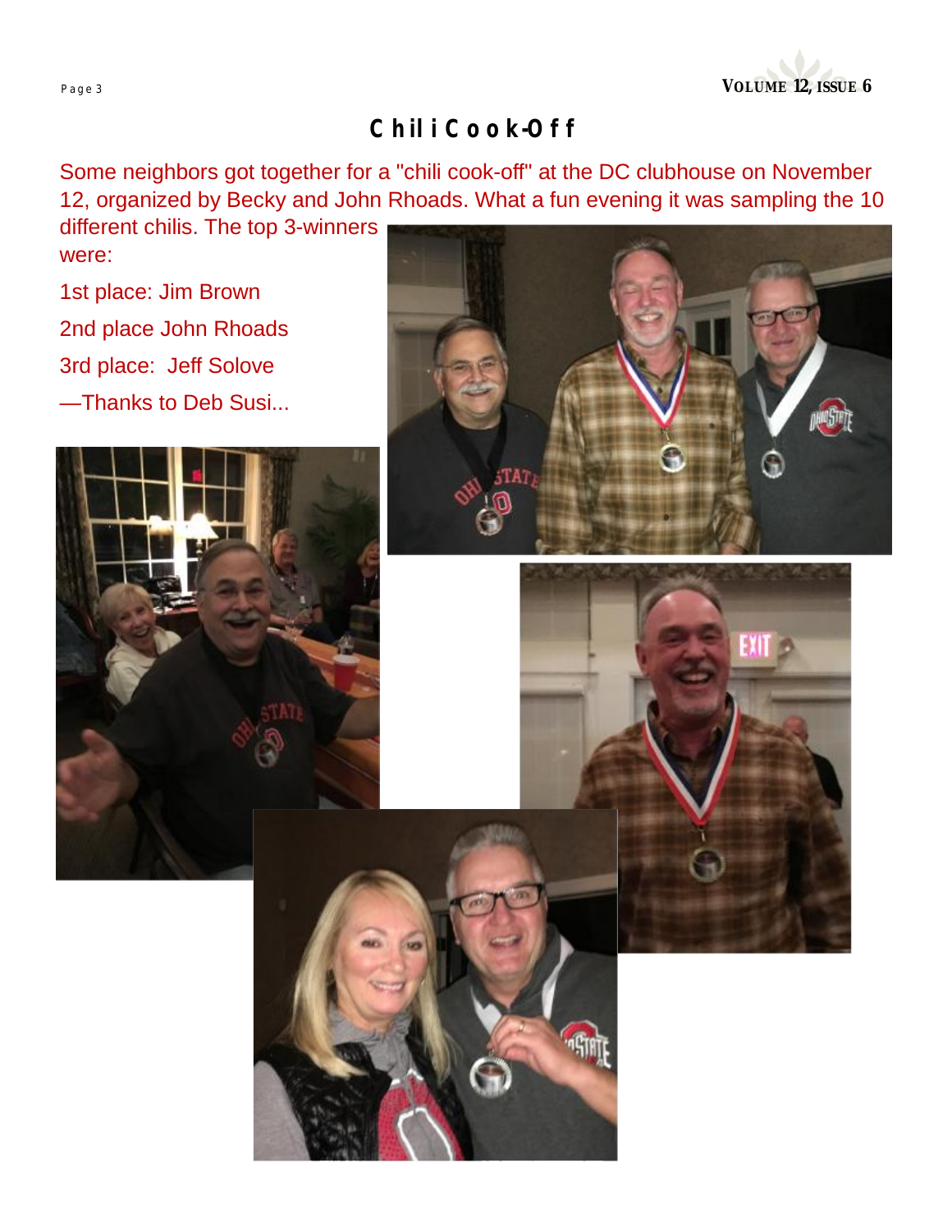# Chili Cook-Off

Some neighbors got together for a "chili cook-off" at the DC clubhouse on November 12, organized by Becky and John Rhoads. What a fun evening it was sampling the 10 different chilis. The top 3-winners were:

1st place: Jim Brown

2nd place John Rhoads

3rd place:  Jeff Solove

—Thanks to Deb Susi...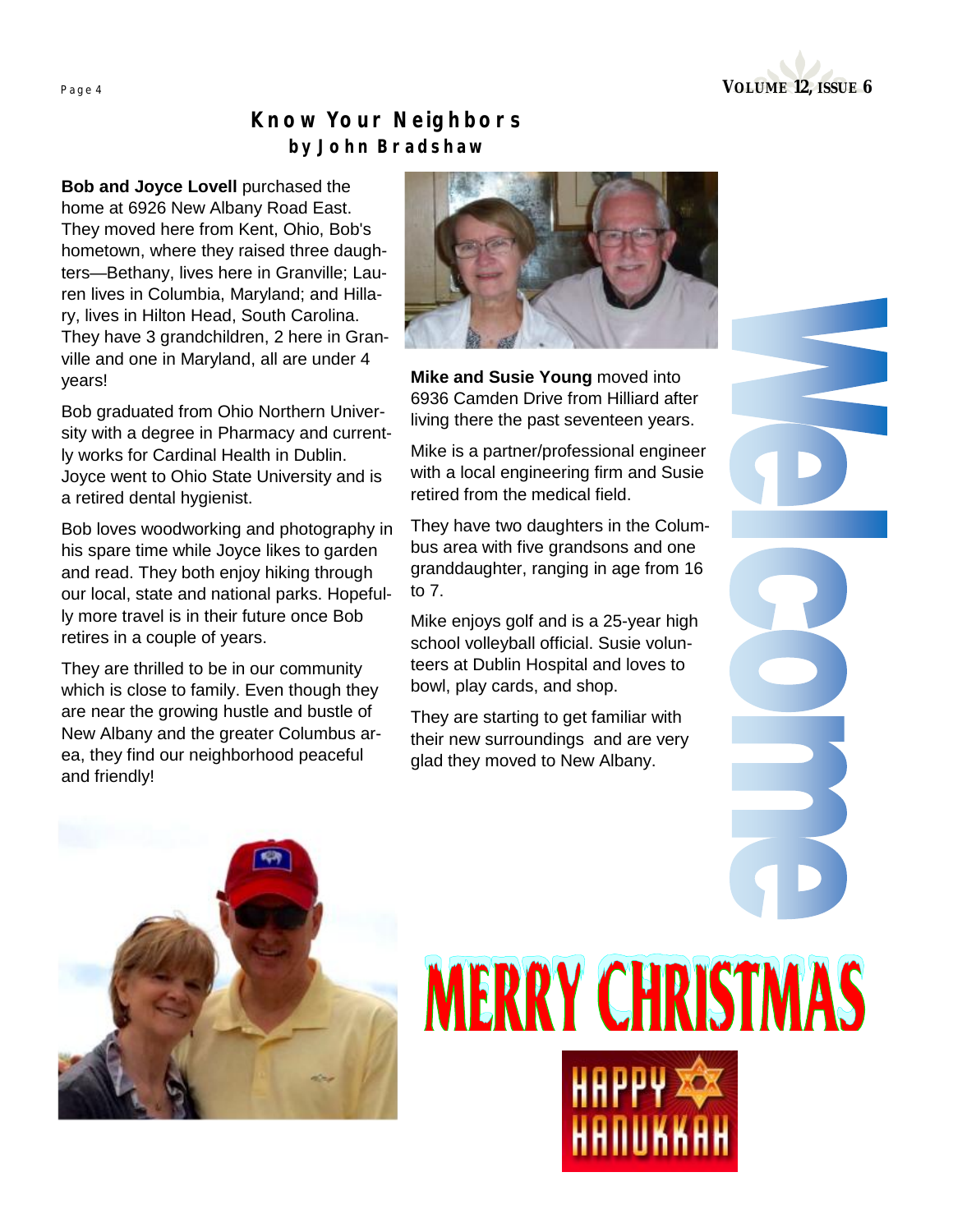## Know Your Neighbors

### by John Bradshaw

**Bob and Joyce Lovell** purchased the home at 6926 New Albany Road East. They moved here from Kent, Ohio, Bob's hometown, where they raised three daughters—Bethany, lives here in Granville; Lauren lives in Columbia, Maryland; and Hillary, lives in Hilton Head, South Carolina. They have 3 grandchildren, 2 here in Granville and one in Maryland, all are under 4 years!

Bob graduated from Ohio Northern University with a degree in Pharmacy and currently works for Cardinal Health in Dublin. Joyce went to Ohio State University and is a retired dental hygienist.

Bob loves woodworking and photography in his spare time while Joyce likes to garden and read. They both enjoy hiking through our local, state and national parks. Hopefully more travel is in their future once Bob retires in a couple of years.

They are thrilled to be in our community which is close to family. Even though they are near the growing hustle and bustle of New Albany and the greater Columbus area, they find our neighborhood peaceful and friendly!

**Mike and Susie Young** moved into 6936 Camden Drive from Hilliard after living there the past seventeen years.

Mike is a partner/professional engineer with a local engineering firm and Susie retired from the medical field.

They have two daughters in the Columbus area with five grandsons and one granddaughter, ranging in age from 16 to 7.

Mike enjoys golf and is a 25-year high school volleyball official. Susie volunteers at Dublin Hospital and loves to bowl, play cards, and shop.

They are starting to get familiar with their new surroundings and are very glad they moved to New Albany.

Welcome

MERRY CHRISTMAS

HAPPY HANUKKAH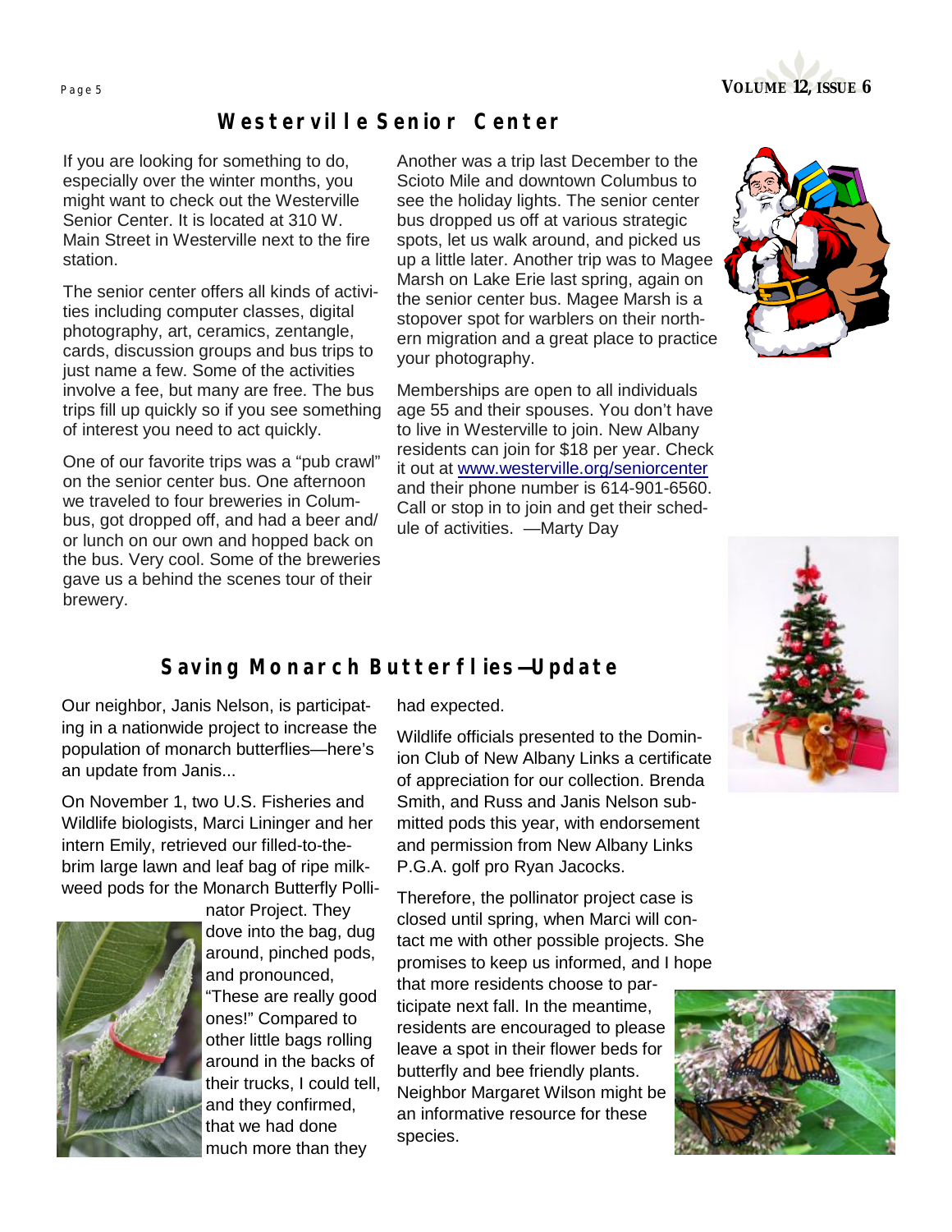## Westerville Senior Center

If you are looking for something to do, especially over the winter months, you might want to check out the Westerville Senior Center. It is located at 310 W. Main Street in Westerville next to the fire station.

The senior center offers all kinds of activities including computer classes, digital photography, art, ceramics, zentangle, cards, discussion groups and bus trips to just name a few. Some of the activities involve a fee, but many are free. The bus trips fill up quickly so if you see something of interest you need to act quickly.

One of our favorite trips was a "pub crawl" on the senior center bus. One afternoon we traveled to four breweries in Columbus, got dropped off, and had a beer and/or lunch on our own and hopped back on the bus. Very cool. Some of the breweries gave us a behind the scenes tour of their brewery.

Another was a trip last December to the Scioto Mile and downtown Columbus to see the holiday lights. The senior center bus dropped us off at various strategic spots, let us walk around, and picked us up a little later. Another trip was to Magee Marsh on Lake Erie last spring, again on the senior center bus. Magee Marsh is a stopover spot for warblers on their northern migration and a great place to practice your photography.

Memberships are open to all individuals age 55 and their spouses. You don't have to live in Westerville to join. New Albany residents can join for $18 per year. Check it out at www.westerville.org/seniorcenter and their phone number is 614-901-6560. Call or stop in to join and get their schedule of activities. —Marty Day

## Saving Monarch Butterflies—Update

Our neighbor, Janis Nelson, is participating in a nationwide project to increase the population of monarch butterflies—here's an update from Janis...

On November 1, two U.S. Fisheries and Wildlife biologists, Marci Lininger and her intern Emily, retrieved our filled-to-the-brim large lawn and leaf bag of ripe milkweed pods for the Monarch Butterfly Pollinator Project. They dove into the bag, dug around, pinched pods, and pronounced, "These are really good ones!" Compared to other little bags rolling around in the backs of their trucks, I could tell, and they confirmed, that we had done much more than they had expected.

Wildlife officials presented to the Dominion Club of New Albany Links a certificate of appreciation for our collection. Brenda Smith, and Russ and Janis Nelson submitted pods this year, with endorsement and permission from New Albany Links P.G.A. golf pro Ryan Jacocks.

Therefore, the pollinator project case is closed until spring, when Marci will contact me with other possible projects. She promises to keep us informed, and I hope that more residents choose to participate next fall. In the meantime, residents are encouraged to please leave a spot in their flower beds for butterfly and bee friendly plants. Neighbor Margaret Wilson might be an informative resource for these species.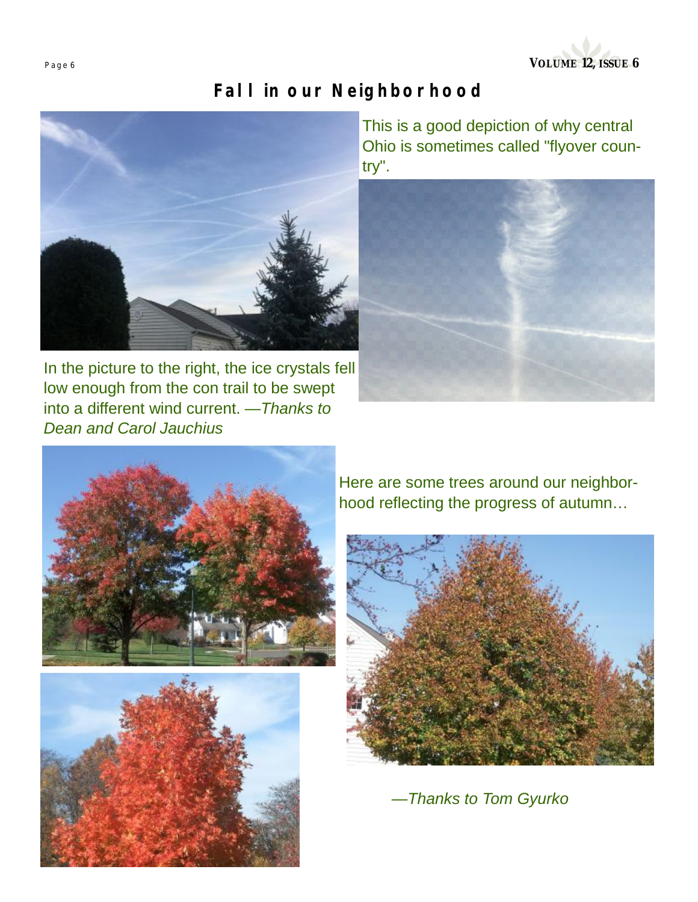# Fall in our Neighborhood

This is a good depiction of why central Ohio is sometimes called "flyover country".

In the picture to the right, the ice crystals fell low enough from the con trail to be swept into a different wind current. *—Thanks to Dean and Carol Jauchius*

Here are some trees around our neighborhood reflecting the progress of autumn…

*—Thanks to Tom Gyurko*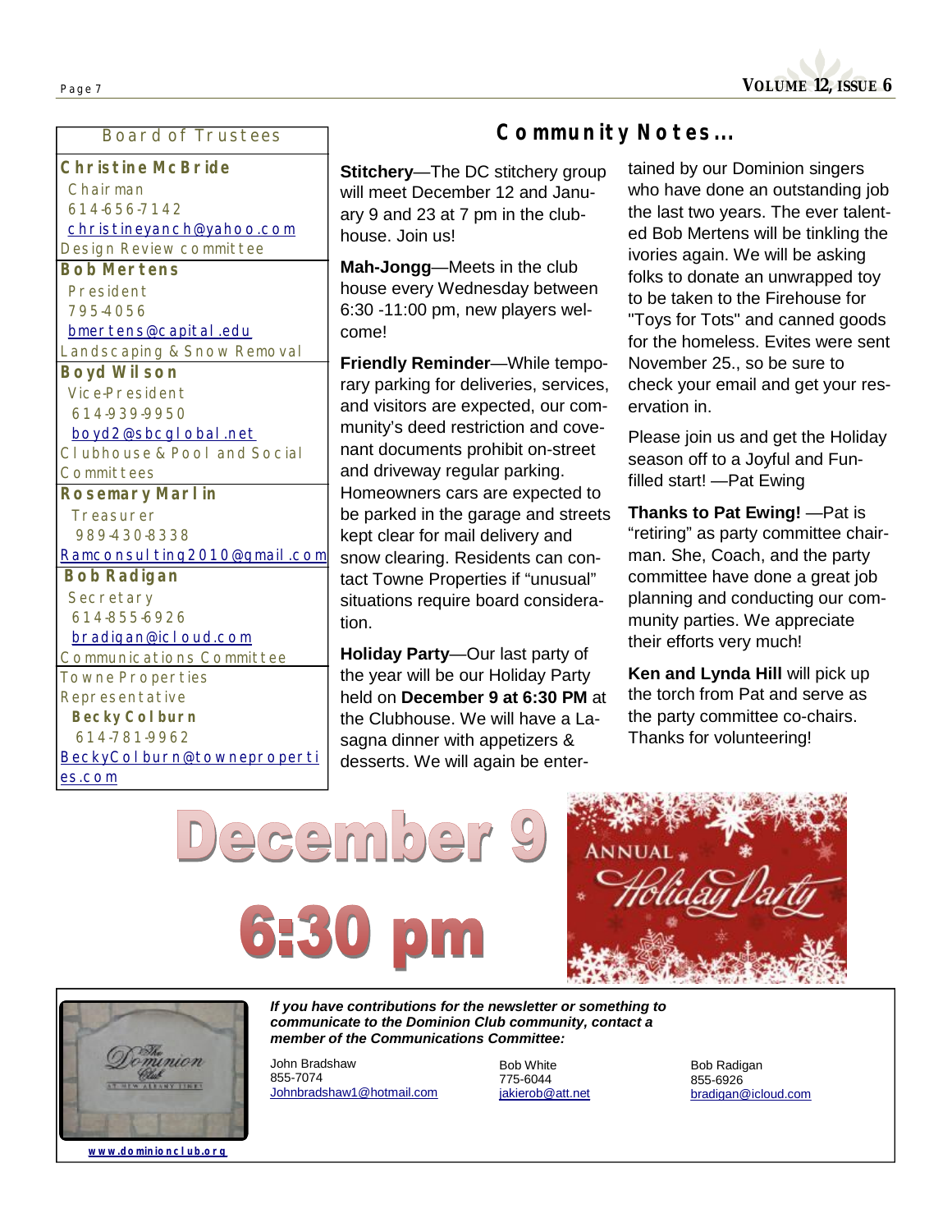## Board of Trustees

**Christine McBride**
Chairman
614-656-7142
christineyanch@yahoo.com
Design Review committee

**Bob Mertens**
President
795-4056
bmertens@capital.edu
Landscaping & Snow Removal

**Boyd Wilson**
Vice-President
614-939-9950
boyd2@sbcglobal.net
Clubhouse & Pool and Social Committees

**Rosemary Marlin**
Treasurer
989-430-8338
Ramconsulting2010@gmail.com

**Bob Radigan**
Secretary
614-855-6926
bradigan@icloud.com
Communications Committee

Towne Properties Representative
**Becky Colburn**
614-781-9962
BeckyColburn@towneproperties.com

## Community Notes...

**Stitchery**—The DC stitchery group will meet December 12 and January 9 and 23 at 7 pm in the clubhouse. Join us!

**Mah-Jongg**—Meets in the club house every Wednesday between 6:30 -11:00 pm, new players welcome!

**Friendly Reminder**—While temporary parking for deliveries, services, and visitors are expected, our community's deed restriction and covenant documents prohibit on-street and driveway regular parking. Homeowners cars are expected to be parked in the garage and streets kept clear for mail delivery and snow clearing. Residents can contact Towne Properties if "unusual" situations require board consideration.

**Holiday Party**—Our last party of the year will be our Holiday Party held on **December 9 at 6:30 PM** at the Clubhouse. We will have a Lasagna dinner with appetizers & desserts. We will again be entertained by our Dominion singers who have done an outstanding job the last two years. The ever talented Bob Mertens will be tinkling the ivories again. We will be asking folks to donate an unwrapped toy to be taken to the Firehouse for "Toys for Tots" and canned goods for the homeless. Evites were sent November 25., so be sure to check your email and get your reservation in.

Please join us and get the Holiday season off to a Joyful and Fun-filled start! —Pat Ewing

**Thanks to Pat Ewing!** —Pat is "retiring" as party committee chairman. She, Coach, and the party committee have done a great job planning and conducting our community parties. We appreciate their efforts very much!

**Ken and Lynda Hill** will pick up the torch from Pat and serve as the party committee co-chairs. Thanks for volunteering!

December 9

6:30 pm

ANNUAL Holiday Party

***If you have contributions for the newsletter or something to communicate to the Dominion Club community, contact a member of the Communications Committee:***

John Bradshaw
855-7074
Johnbradshaw1@hotmail.com

Bob White
775-6044
jakierob@att.net

Bob Radigan
855-6926
bradigan@icloud.com

www.dominionclub.org